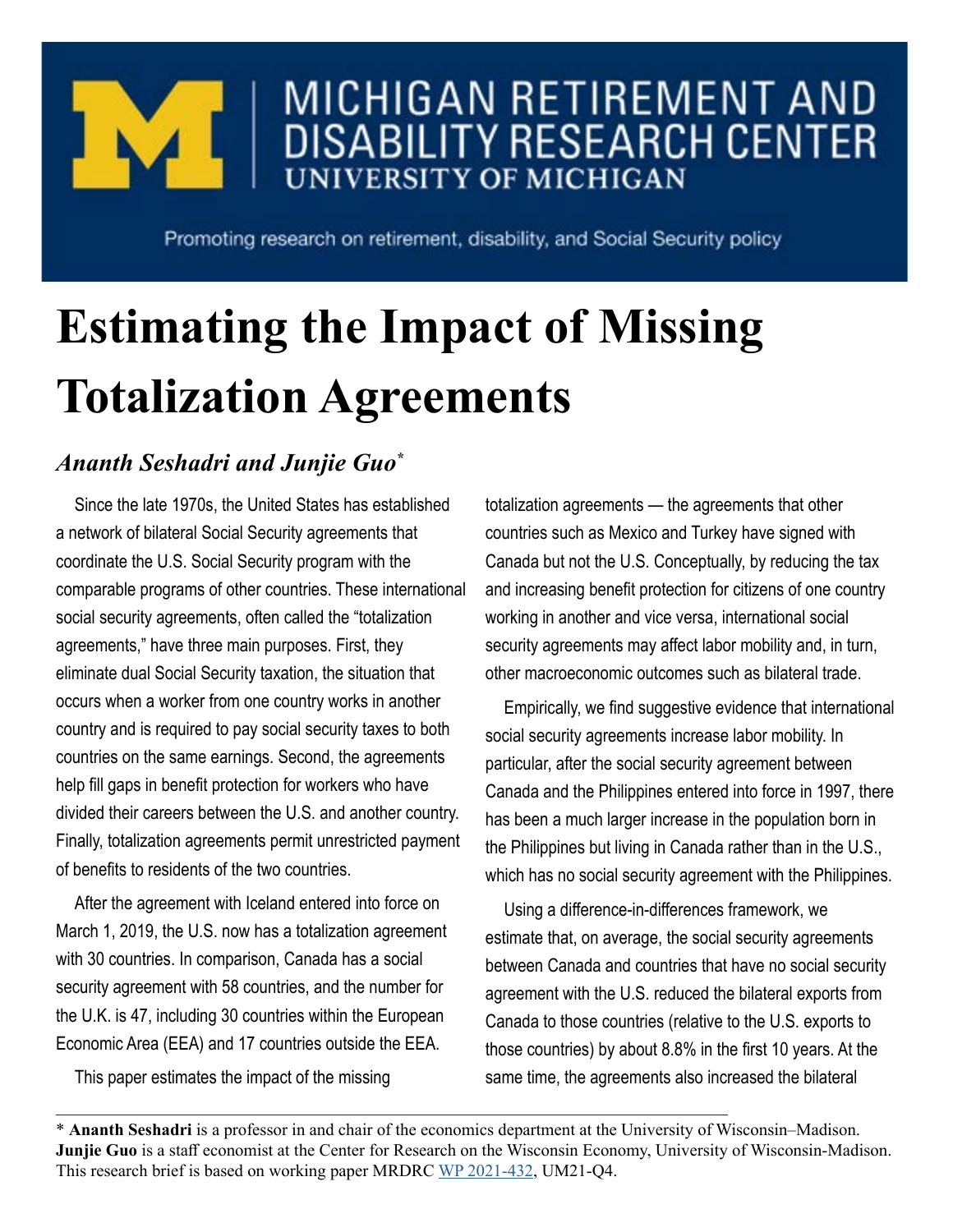MICHIGAN RETIREMENT AND DISABILITY RESEARCH CENTER
UNIVERSITY OF MICHIGAN

Promoting research on retirement, disability, and Social Security policy

# Estimating the Impact of Missing Totalization Agreements

## *Ananth Seshadri and Junjie Guo*[*]

Since the late 1970s, the United States has established a network of bilateral Social Security agreements that coordinate the U.S. Social Security program with the comparable programs of other countries. These international social security agreements, often called the "totalization agreements," have three main purposes. First, they eliminate dual Social Security taxation, the situation that occurs when a worker from one country works in another country and is required to pay social security taxes to both countries on the same earnings. Second, the agreements help fill gaps in benefit protection for workers who have divided their careers between the U.S. and another country. Finally, totalization agreements permit unrestricted payment of benefits to residents of the two countries.

After the agreement with Iceland entered into force on March 1, 2019, the U.S. now has a totalization agreement with 30 countries. In comparison, Canada has a social security agreement with 58 countries, and the number for the U.K. is 47, including 30 countries within the European Economic Area (EEA) and 17 countries outside the EEA.

This paper estimates the impact of the missing totalization agreements — the agreements that other countries such as Mexico and Turkey have signed with Canada but not the U.S. Conceptually, by reducing the tax and increasing benefit protection for citizens of one country working in another and vice versa, international social security agreements may affect labor mobility and, in turn, other macroeconomic outcomes such as bilateral trade.

Empirically, we find suggestive evidence that international social security agreements increase labor mobility. In particular, after the social security agreement between Canada and the Philippines entered into force in 1997, there has been a much larger increase in the population born in the Philippines but living in Canada rather than in the U.S., which has no social security agreement with the Philippines.

Using a difference-in-differences framework, we estimate that, on average, the social security agreements between Canada and countries that have no social security agreement with the U.S. reduced the bilateral exports from Canada to those countries (relative to the U.S. exports to those countries) by about 8.8% in the first 10 years. At the same time, the agreements also increased the bilateral

---

[*] **Ananth Seshadri** is a professor in and chair of the economics department at the University of Wisconsin–Madison. **Junjie Guo** is a staff economist at the Center for Research on the Wisconsin Economy, University of Wisconsin-Madison. This research brief is based on working paper MRDRC WP 2021-432, UM21-Q4.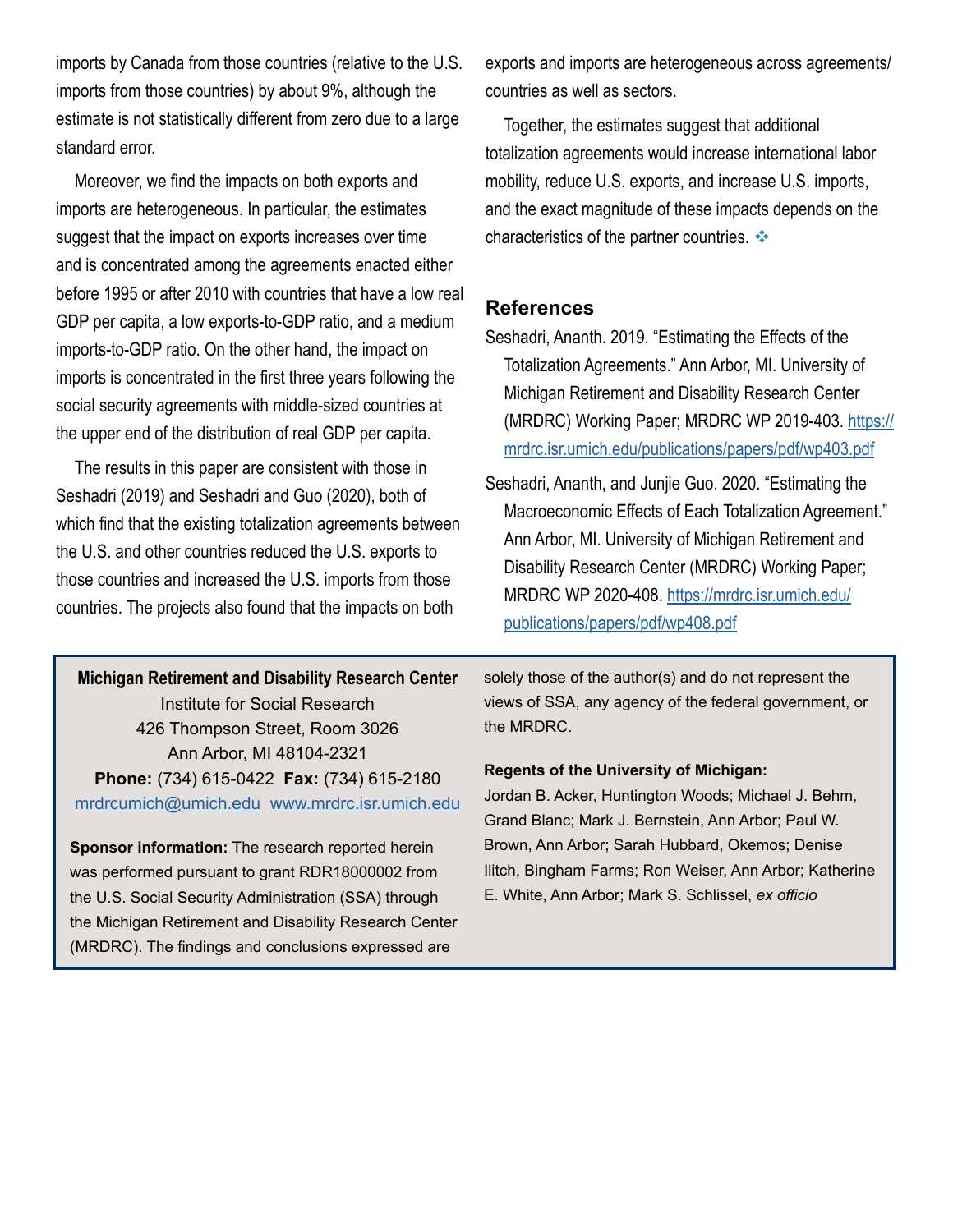imports by Canada from those countries (relative to the U.S. imports from those countries) by about 9%, although the estimate is not statistically different from zero due to a large standard error.

Moreover, we find the impacts on both exports and imports are heterogeneous. In particular, the estimates suggest that the impact on exports increases over time and is concentrated among the agreements enacted either before 1995 or after 2010 with countries that have a low real GDP per capita, a low exports-to-GDP ratio, and a medium imports-to-GDP ratio. On the other hand, the impact on imports is concentrated in the first three years following the social security agreements with middle-sized countries at the upper end of the distribution of real GDP per capita.

The results in this paper are consistent with those in Seshadri (2019) and Seshadri and Guo (2020), both of which find that the existing totalization agreements between the U.S. and other countries reduced the U.S. exports to those countries and increased the U.S. imports from those countries. The projects also found that the impacts on both exports and imports are heterogeneous across agreements/countries as well as sectors.

Together, the estimates suggest that additional totalization agreements would increase international labor mobility, reduce U.S. exports, and increase U.S. imports, and the exact magnitude of these impacts depends on the characteristics of the partner countries. ❖

## References

Seshadri, Ananth. 2019. "Estimating the Effects of the Totalization Agreements." Ann Arbor, MI. University of Michigan Retirement and Disability Research Center (MRDRC) Working Paper; MRDRC WP 2019-403. https://mrdrc.isr.umich.edu/publications/papers/pdf/wp403.pdf

Seshadri, Ananth, and Junjie Guo. 2020. "Estimating the Macroeconomic Effects of Each Totalization Agreement." Ann Arbor, MI. University of Michigan Retirement and Disability Research Center (MRDRC) Working Paper; MRDRC WP 2020-408. https://mrdrc.isr.umich.edu/publications/papers/pdf/wp408.pdf

**Michigan Retirement and Disability Research Center**
Institute for Social Research
426 Thompson Street, Room 3026
Ann Arbor, MI 48104-2321
**Phone:** (734) 615-0422 **Fax:** (734) 615-2180
mrdrcumich@umich.edu www.mrdrc.isr.umich.edu

**Sponsor information:** The research reported herein was performed pursuant to grant RDR18000002 from the U.S. Social Security Administration (SSA) through the Michigan Retirement and Disability Research Center (MRDRC). The findings and conclusions expressed are solely those of the author(s) and do not represent the views of SSA, any agency of the federal government, or the MRDRC.

**Regents of the University of Michigan:**
Jordan B. Acker, Huntington Woods; Michael J. Behm, Grand Blanc; Mark J. Bernstein, Ann Arbor; Paul W. Brown, Ann Arbor; Sarah Hubbard, Okemos; Denise Ilitch, Bingham Farms; Ron Weiser, Ann Arbor; Katherine E. White, Ann Arbor; Mark S. Schlissel, *ex officio*